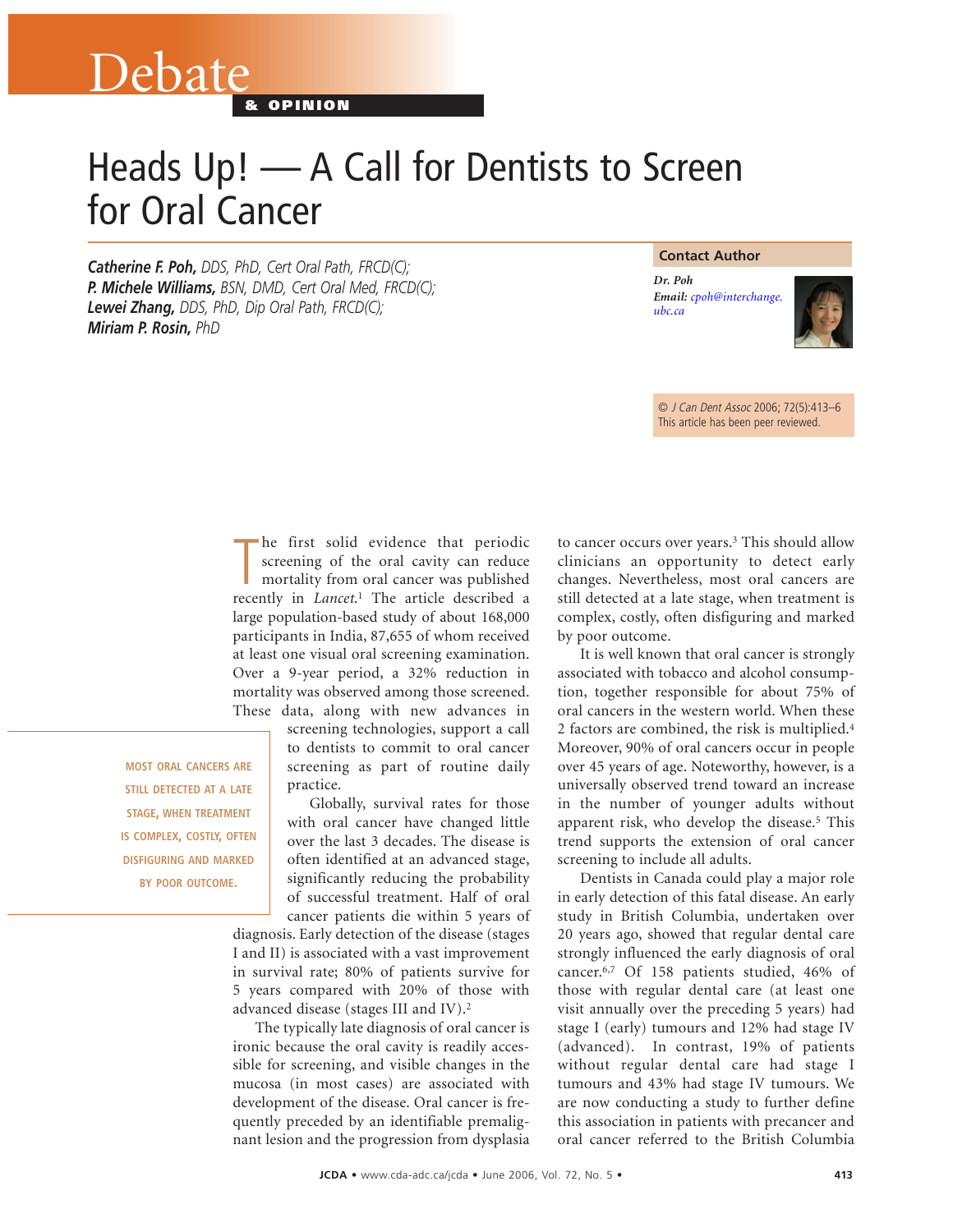# Debate

**& OPINION**

# Heads Up! — A Call for Dentists to Screen for Oral Cancer

***Catherine F. Poh,*** *DDS, PhD, Cert Oral Path, FRCD(C);*
***P. Michele Williams,*** *BSN, DMD, Cert Oral Med, FRCD(C);*
***Lewei Zhang,*** *DDS, PhD, Dip Oral Path, FRCD(C);*
***Miriam P. Rosin,*** *PhD*

**Contact Author**

***Dr. Poh***
***Email:*** *cpoh@interchange.ubc.ca*

© *J Can Dent Assoc* 2006; 72(5):413–6
This article has been peer reviewed.

The first solid evidence that periodic screening of the oral cavity can reduce mortality from oral cancer was published recently in *Lancet*.[1] The article described a large population-based study of about 168,000 participants in India, 87,655 of whom received at least one visual oral screening examination. Over a 9-year period, a 32% reduction in mortality was observed among those screened. These data, along with new advances in screening technologies, support a call to dentists to commit to oral cancer screening as part of routine daily practice.

MOST ORAL CANCERS ARE STILL DETECTED AT A LATE STAGE, WHEN TREATMENT IS COMPLEX, COSTLY, OFTEN DISFIGURING AND MARKED BY POOR OUTCOME.

Globally, survival rates for those with oral cancer have changed little over the last 3 decades. The disease is often identified at an advanced stage, significantly reducing the probability of successful treatment. Half of oral cancer patients die within 5 years of diagnosis. Early detection of the disease (stages I and II) is associated with a vast improvement in survival rate; 80% of patients survive for 5 years compared with 20% of those with advanced disease (stages III and IV).[2]

The typically late diagnosis of oral cancer is ironic because the oral cavity is readily accessible for screening, and visible changes in the mucosa (in most cases) are associated with development of the disease. Oral cancer is frequently preceded by an identifiable premalignant lesion and the progression from dysplasia to cancer occurs over years.[3] This should allow clinicians an opportunity to detect early changes. Nevertheless, most oral cancers are still detected at a late stage, when treatment is complex, costly, often disfiguring and marked by poor outcome.

It is well known that oral cancer is strongly associated with tobacco and alcohol consumption, together responsible for about 75% of oral cancers in the western world. When these 2 factors are combined, the risk is multiplied.[4] Moreover, 90% of oral cancers occur in people over 45 years of age. Noteworthy, however, is a universally observed trend toward an increase in the number of younger adults without apparent risk, who develop the disease.[5] This trend supports the extension of oral cancer screening to include all adults.

Dentists in Canada could play a major role in early detection of this fatal disease. An early study in British Columbia, undertaken over 20 years ago, showed that regular dental care strongly influenced the early diagnosis of oral cancer.[6,7] Of 158 patients studied, 46% of those with regular dental care (at least one visit annually over the preceding 5 years) had stage I (early) tumours and 12% had stage IV (advanced). In contrast, 19% of patients without regular dental care had stage I tumours and 43% had stage IV tumours. We are now conducting a study to further define this association in patients with precancer and oral cancer referred to the British Columbia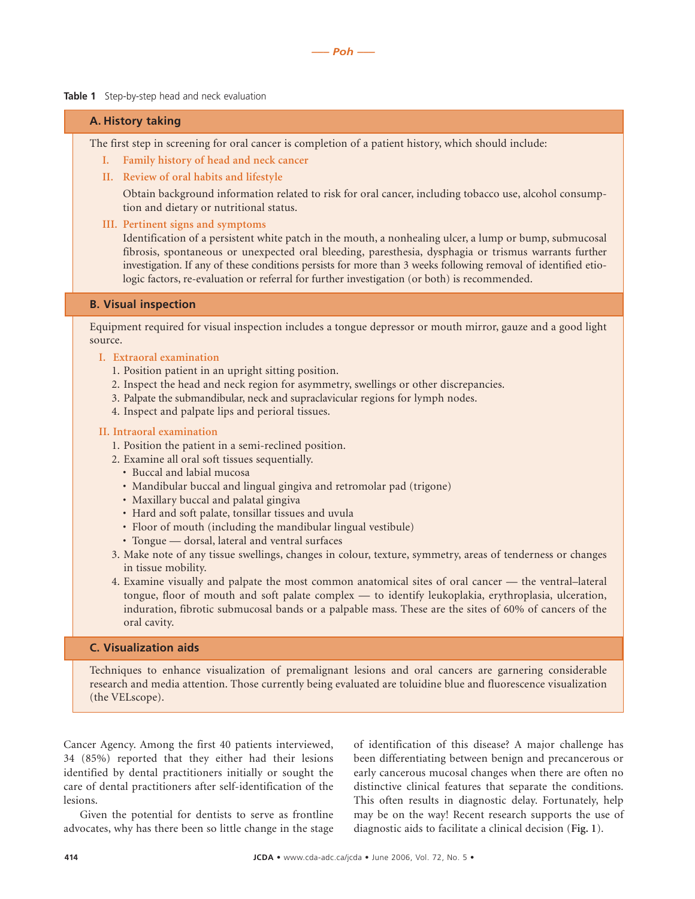**Table 1** Step-by-step head and neck evaluation

### A. History taking

The first step in screening for oral cancer is completion of a patient history, which should include:

**I. Family history of head and neck cancer**

**II. Review of oral habits and lifestyle**

Obtain background information related to risk for oral cancer, including tobacco use, alcohol consumption and dietary or nutritional status.

**III. Pertinent signs and symptoms**

Identification of a persistent white patch in the mouth, a nonhealing ulcer, a lump or bump, submucosal fibrosis, spontaneous or unexpected oral bleeding, paresthesia, dysphagia or trismus warrants further investigation. If any of these conditions persists for more than 3 weeks following removal of identified etiologic factors, re-evaluation or referral for further investigation (or both) is recommended.

### B. Visual inspection

Equipment required for visual inspection includes a tongue depressor or mouth mirror, gauze and a good light source.

**I. Extraoral examination**

1. Position patient in an upright sitting position.
2. Inspect the head and neck region for asymmetry, swellings or other discrepancies.
3. Palpate the submandibular, neck and supraclavicular regions for lymph nodes.
4. Inspect and palpate lips and perioral tissues.

**II. Intraoral examination**

1. Position the patient in a semi-reclined position.
2. Examine all oral soft tissues sequentially.
   - Buccal and labial mucosa
   - Mandibular buccal and lingual gingiva and retromolar pad (trigone)
   - Maxillary buccal and palatal gingiva
   - Hard and soft palate, tonsillar tissues and uvula
   - Floor of mouth (including the mandibular lingual vestibule)
   - Tongue — dorsal, lateral and ventral surfaces
3. Make note of any tissue swellings, changes in colour, texture, symmetry, areas of tenderness or changes in tissue mobility.
4. Examine visually and palpate the most common anatomical sites of oral cancer — the ventral–lateral tongue, floor of mouth and soft palate complex — to identify leukoplakia, erythroplasia, ulceration, induration, fibrotic submucosal bands or a palpable mass. These are the sites of 60% of cancers of the oral cavity.

### C. Visualization aids

Techniques to enhance visualization of premalignant lesions and oral cancers are garnering considerable research and media attention. Those currently being evaluated are toluidine blue and fluorescence visualization (the VELscope).

Cancer Agency. Among the first 40 patients interviewed, 34 (85%) reported that they either had their lesions identified by dental practitioners initially or sought the care of dental practitioners after self-identification of the lesions.

Given the potential for dentists to serve as frontline advocates, why has there been so little change in the stage of identification of this disease? A major challenge has been differentiating between benign and precancerous or early cancerous mucosal changes when there are often no distinctive clinical features that separate the conditions. This often results in diagnostic delay. Fortunately, help may be on the way! Recent research supports the use of diagnostic aids to facilitate a clinical decision (**Fig. 1**).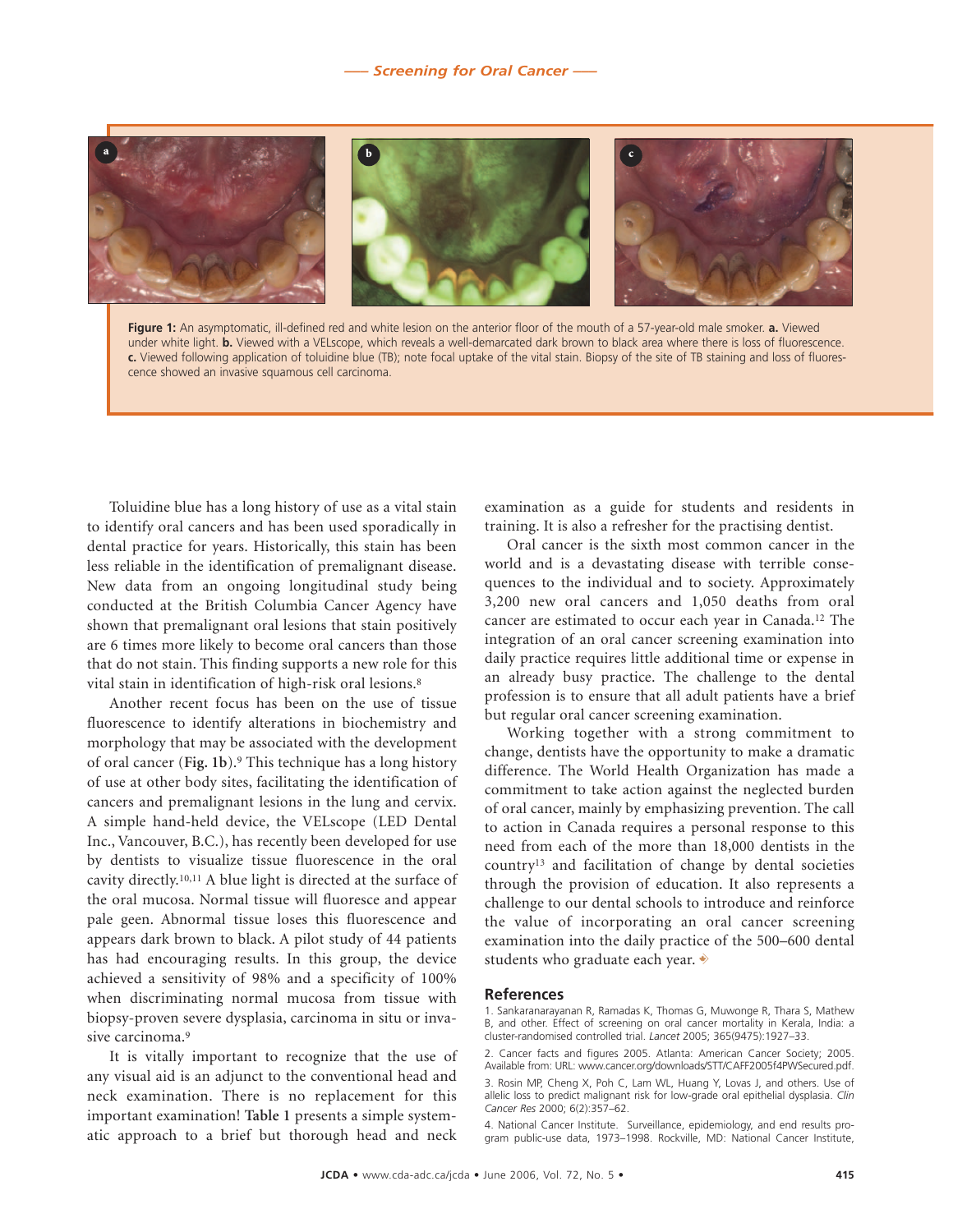**Figure 1:** An asymptomatic, ill-defined red and white lesion on the anterior floor of the mouth of a 57-year-old male smoker. **a.** Viewed under white light. **b.** Viewed with a VELscope, which reveals a well-demarcated dark brown to black area where there is loss of fluorescence. **c.** Viewed following application of toluidine blue (TB); note focal uptake of the vital stain. Biopsy of the site of TB staining and loss of fluorescence showed an invasive squamous cell carcinoma.

Toluidine blue has a long history of use as a vital stain to identify oral cancers and has been used sporadically in dental practice for years. Historically, this stain has been less reliable in the identification of premalignant disease. New data from an ongoing longitudinal study being conducted at the British Columbia Cancer Agency have shown that premalignant oral lesions that stain positively are 6 times more likely to become oral cancers than those that do not stain. This finding supports a new role for this vital stain in identification of high-risk oral lesions.[8]

Another recent focus has been on the use of tissue fluorescence to identify alterations in biochemistry and morphology that may be associated with the development of oral cancer (**Fig. 1b**).[9] This technique has a long history of use at other body sites, facilitating the identification of cancers and premalignant lesions in the lung and cervix. A simple hand-held device, the VELscope (LED Dental Inc., Vancouver, B.C.), has recently been developed for use by dentists to visualize tissue fluorescence in the oral cavity directly.[10,11] A blue light is directed at the surface of the oral mucosa. Normal tissue will fluoresce and appear pale geen. Abnormal tissue loses this fluorescence and appears dark brown to black. A pilot study of 44 patients has had encouraging results. In this group, the device achieved a sensitivity of 98% and a specificity of 100% when discriminating normal mucosa from tissue with biopsy-proven severe dysplasia, carcinoma in situ or invasive carcinoma.[9]

It is vitally important to recognize that the use of any visual aid is an adjunct to the conventional head and neck examination. There is no replacement for this important examination! **Table 1** presents a simple systematic approach to a brief but thorough head and neck examination as a guide for students and residents in training. It is also a refresher for the practising dentist.

Oral cancer is the sixth most common cancer in the world and is a devastating disease with terrible consequences to the individual and to society. Approximately 3,200 new oral cancers and 1,050 deaths from oral cancer are estimated to occur each year in Canada.[12] The integration of an oral cancer screening examination into daily practice requires little additional time or expense in an already busy practice. The challenge to the dental profession is to ensure that all adult patients have a brief but regular oral cancer screening examination.

Working together with a strong commitment to change, dentists have the opportunity to make a dramatic difference. The World Health Organization has made a commitment to take action against the neglected burden of oral cancer, mainly by emphasizing prevention. The call to action in Canada requires a personal response to this need from each of the more than 18,000 dentists in the country[13] and facilitation of change by dental societies through the provision of education. It also represents a challenge to our dental schools to introduce and reinforce the value of incorporating an oral cancer screening examination into the daily practice of the 500–600 dental students who graduate each year. ◈

## References

1. Sankaranarayanan R, Ramadas K, Thomas G, Muwonge R, Thara S, Mathew B, and other. Effect of screening on oral cancer mortality in Kerala, India: a cluster-randomised controlled trial. *Lancet* 2005; 365(9475):1927–33.

2. Cancer facts and figures 2005. Atlanta: American Cancer Society; 2005. Available from: URL: www.cancer.org/downloads/STT/CAFF2005f4PWSecured.pdf.

3. Rosin MP, Cheng X, Poh C, Lam WL, Huang Y, Lovas J, and others. Use of allelic loss to predict malignant risk for low-grade oral epithelial dysplasia. *Clin Cancer Res* 2000; 6(2):357–62.

4. National Cancer Institute. Surveillance, epidemiology, and end results program public-use data, 1973–1998. Rockville, MD: National Cancer Institute,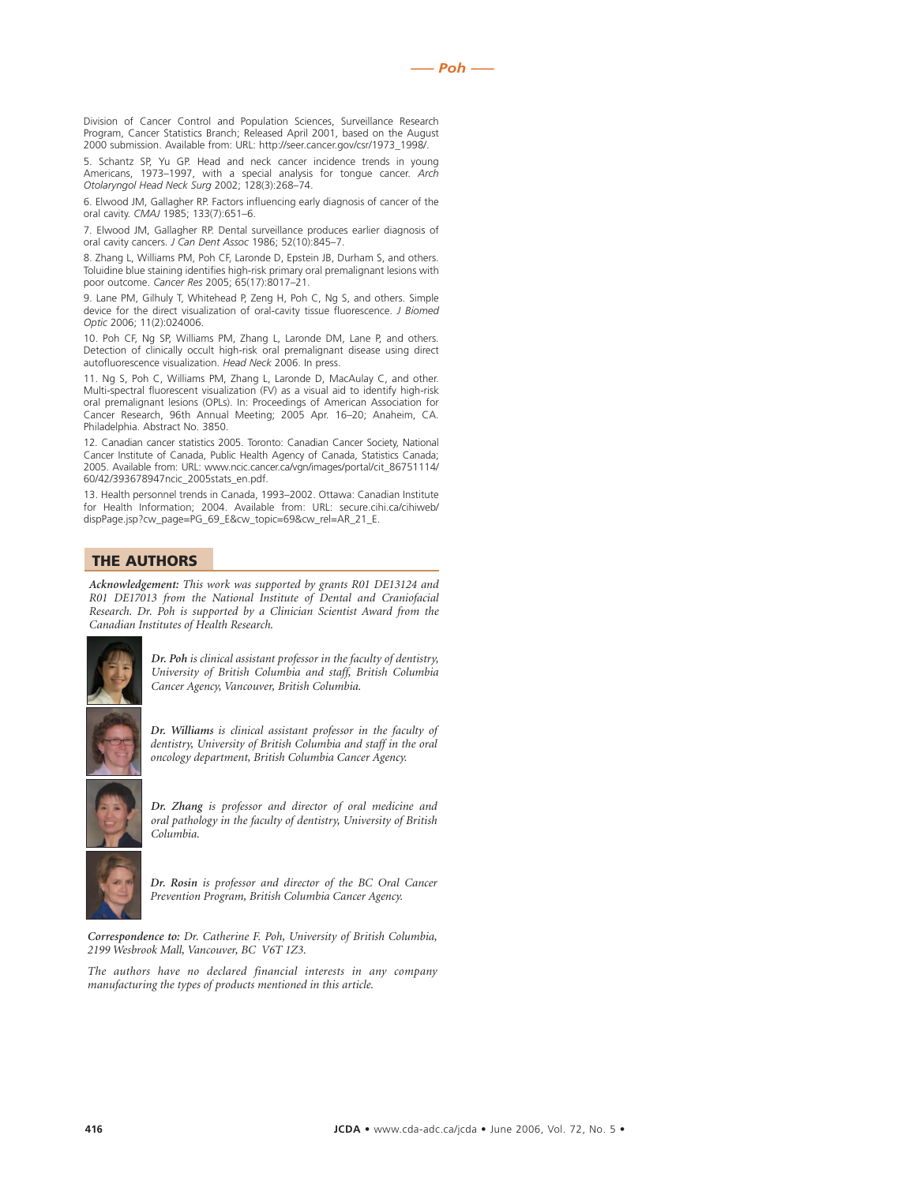Division of Cancer Control and Population Sciences, Surveillance Research Program, Cancer Statistics Branch; Released April 2001, based on the August 2000 submission. Available from: URL: http://seer.cancer.gov/csr/1973_1998/.

5. Schantz SP, Yu GP. Head and neck cancer incidence trends in young Americans, 1973–1997, with a special analysis for tongue cancer. *Arch Otolaryngol Head Neck Surg* 2002; 128(3):268–74.

6. Elwood JM, Gallagher RP. Factors influencing early diagnosis of cancer of the oral cavity. *CMAJ* 1985; 133(7):651–6.

7. Elwood JM, Gallagher RP. Dental surveillance produces earlier diagnosis of oral cavity cancers. *J Can Dent Assoc* 1986; 52(10):845–7.

8. Zhang L, Williams PM, Poh CF, Laronde D, Epstein JB, Durham S, and others. Toluidine blue staining identifies high-risk primary oral premalignant lesions with poor outcome. *Cancer Res* 2005; 65(17):8017–21.

9. Lane PM, Gilhuly T, Whitehead P, Zeng H, Poh C, Ng S, and others. Simple device for the direct visualization of oral-cavity tissue fluorescence. *J Biomed Optic* 2006; 11(2):024006.

10. Poh CF, Ng SP, Williams PM, Zhang L, Laronde DM, Lane P, and others. Detection of clinically occult high-risk oral premalignant disease using direct autofluorescence visualization. *Head Neck* 2006. In press.

11. Ng S, Poh C, Williams PM, Zhang L, Laronde D, MacAulay C, and other. Multi-spectral fluorescent visualization (FV) as a visual aid to identify high-risk oral premalignant lesions (OPLs). In: Proceedings of American Association for Cancer Research, 96th Annual Meeting; 2005 Apr. 16–20; Anaheim, CA. Philadelphia. Abstract No. 3850.

12. Canadian cancer statistics 2005. Toronto: Canadian Cancer Society, National Cancer Institute of Canada, Public Health Agency of Canada, Statistics Canada; 2005. Available from: URL: www.ncic.cancer.ca/vgn/images/portal/cit_86751114/60/42/393678947ncic_2005stats_en.pdf.

13. Health personnel trends in Canada, 1993–2002. Ottawa: Canadian Institute for Health Information; 2004. Available from: URL: secure.cihi.ca/cihiweb/dispPage.jsp?cw_page=PG_69_E&cw_topic=69&cw_rel=AR_21_E.

## THE AUTHORS

***Acknowledgement:*** *This work was supported by grants R01 DE13124 and R01 DE17013 from the National Institute of Dental and Craniofacial Research. Dr. Poh is supported by a Clinician Scientist Award from the Canadian Institutes of Health Research.*

***Dr. Poh*** *is clinical assistant professor in the faculty of dentistry, University of British Columbia and staff, British Columbia Cancer Agency, Vancouver, British Columbia.*

***Dr. Williams*** *is clinical assistant professor in the faculty of dentistry, University of British Columbia and staff in the oral oncology department, British Columbia Cancer Agency.*

***Dr. Zhang*** *is professor and director of oral medicine and oral pathology in the faculty of dentistry, University of British Columbia.*

***Dr. Rosin*** *is professor and director of the BC Oral Cancer Prevention Program, British Columbia Cancer Agency.*

***Correspondence to:*** *Dr. Catherine F. Poh, University of British Columbia, 2199 Wesbrook Mall, Vancouver, BC V6T 1Z3.*

*The authors have no declared financial interests in any company manufacturing the types of products mentioned in this article.*